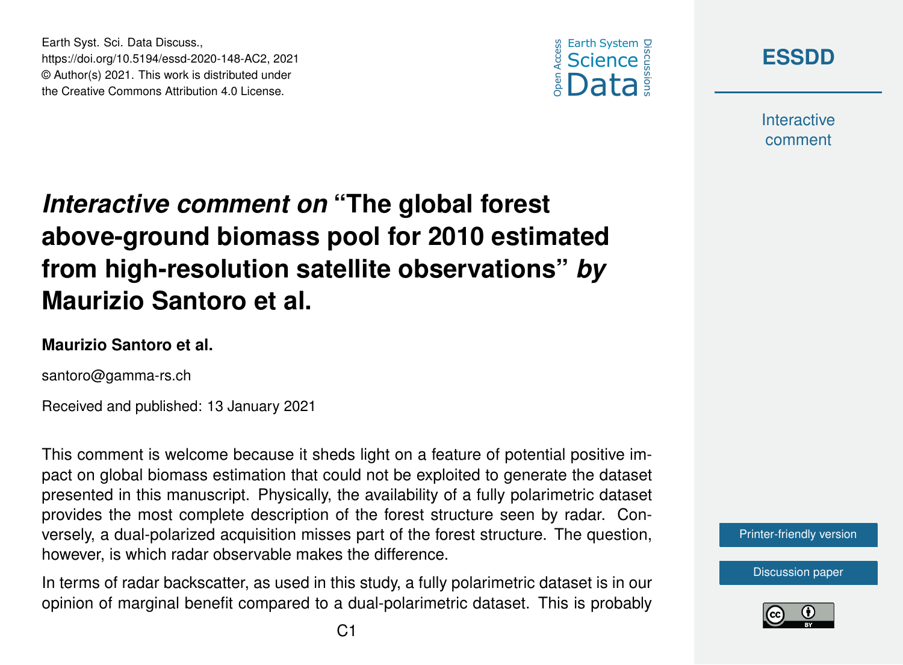# *Interactive comment on* "The global forest above-ground biomass pool for 2010 estimated from high-resolution satellite observations" *by* Maurizio Santoro et al.

**Maurizio Santoro et al.**

santoro@gamma-rs.ch

Received and published: 13 January 2021

This comment is welcome because it sheds light on a feature of potential positive impact on global biomass estimation that could not be exploited to generate the dataset presented in this manuscript. Physically, the availability of a fully polarimetric dataset provides the most complete description of the forest structure seen by radar. Conversely, a dual-polarized acquisition misses part of the forest structure. The question, however, is which radar observable makes the difference.

In terms of radar backscatter, as used in this study, a fully polarimetric dataset is in our opinion of marginal benefit compared to a dual-polarimetric dataset. This is probably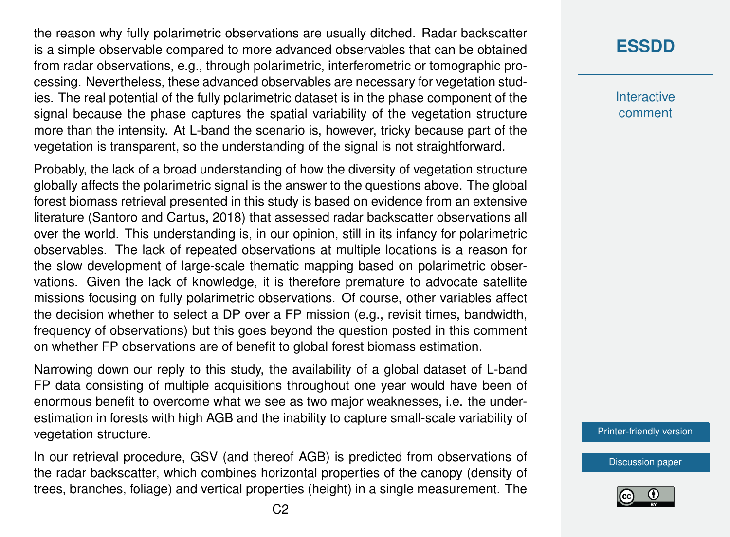the reason why fully polarimetric observations are usually ditched. Radar backscatter is a simple observable compared to more advanced observables that can be obtained from radar observations, e.g., through polarimetric, interferometric or tomographic processing. Nevertheless, these advanced observables are necessary for vegetation studies. The real potential of the fully polarimetric dataset is in the phase component of the signal because the phase captures the spatial variability of the vegetation structure more than the intensity. At L-band the scenario is, however, tricky because part of the vegetation is transparent, so the understanding of the signal is not straightforward.

Probably, the lack of a broad understanding of how the diversity of vegetation structure globally affects the polarimetric signal is the answer to the questions above. The global forest biomass retrieval presented in this study is based on evidence from an extensive literature (Santoro and Cartus, 2018) that assessed radar backscatter observations all over the world. This understanding is, in our opinion, still in its infancy for polarimetric observables. The lack of repeated observations at multiple locations is a reason for the slow development of large-scale thematic mapping based on polarimetric observations. Given the lack of knowledge, it is therefore premature to advocate satellite missions focusing on fully polarimetric observations. Of course, other variables affect the decision whether to select a DP over a FP mission (e.g., revisit times, bandwidth, frequency of observations) but this goes beyond the question posted in this comment on whether FP observations are of benefit to global forest biomass estimation.

Narrowing down our reply to this study, the availability of a global dataset of L-band FP data consisting of multiple acquisitions throughout one year would have been of enormous benefit to overcome what we see as two major weaknesses, i.e. the underestimation in forests with high AGB and the inability to capture small-scale variability of vegetation structure.

In our retrieval procedure, GSV (and thereof AGB) is predicted from observations of the radar backscatter, which combines horizontal properties of the canopy (density of trees, branches, foliage) and vertical properties (height) in a single measurement. The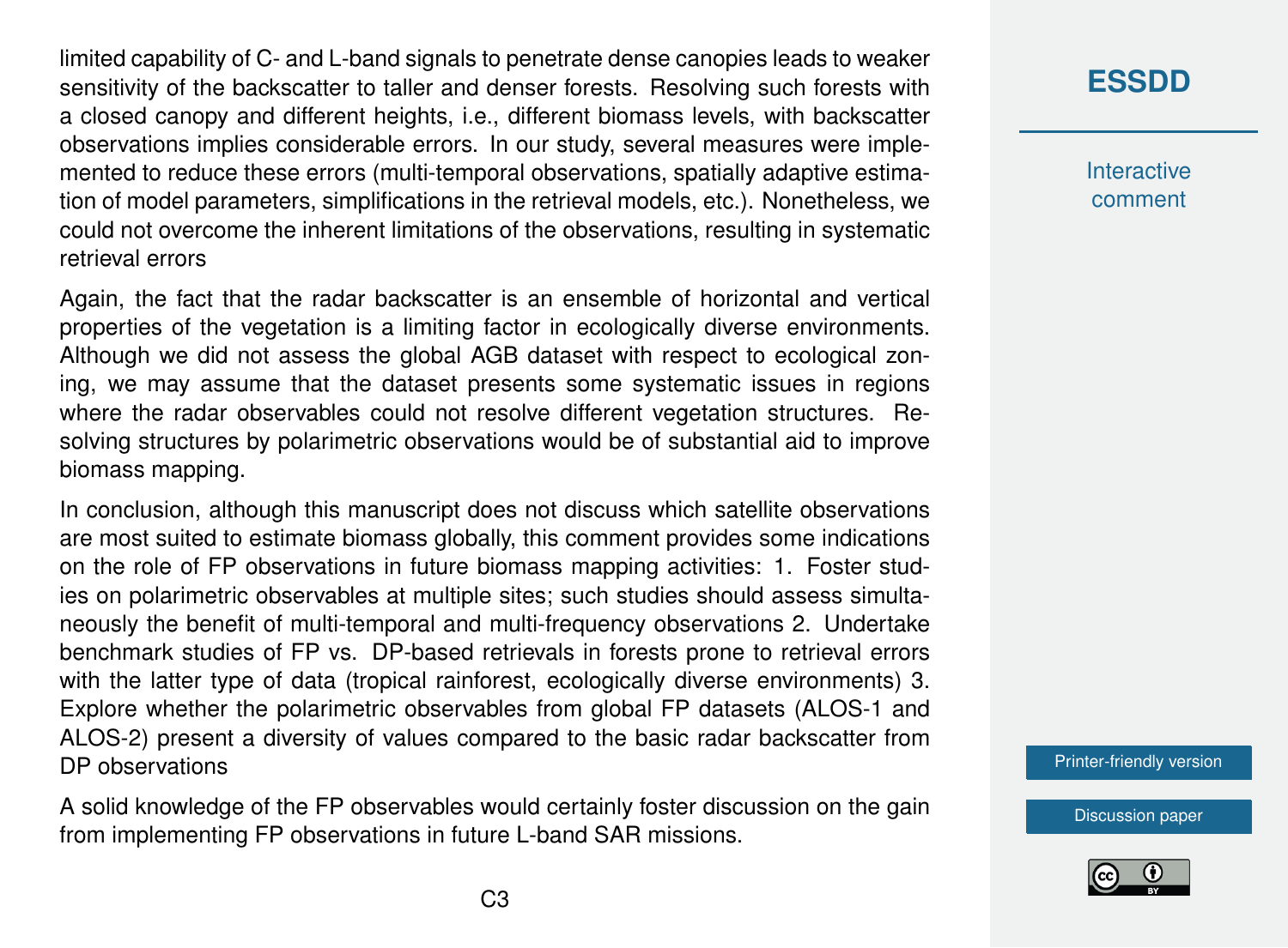limited capability of C- and L-band signals to penetrate dense canopies leads to weaker sensitivity of the backscatter to taller and denser forests. Resolving such forests with a closed canopy and different heights, i.e., different biomass levels, with backscatter observations implies considerable errors. In our study, several measures were implemented to reduce these errors (multi-temporal observations, spatially adaptive estimation of model parameters, simplifications in the retrieval models, etc.). Nonetheless, we could not overcome the inherent limitations of the observations, resulting in systematic retrieval errors

Again, the fact that the radar backscatter is an ensemble of horizontal and vertical properties of the vegetation is a limiting factor in ecologically diverse environments. Although we did not assess the global AGB dataset with respect to ecological zoning, we may assume that the dataset presents some systematic issues in regions where the radar observables could not resolve different vegetation structures. Resolving structures by polarimetric observations would be of substantial aid to improve biomass mapping.

In conclusion, although this manuscript does not discuss which satellite observations are most suited to estimate biomass globally, this comment provides some indications on the role of FP observations in future biomass mapping activities: 1. Foster studies on polarimetric observables at multiple sites; such studies should assess simultaneously the benefit of multi-temporal and multi-frequency observations 2. Undertake benchmark studies of FP vs. DP-based retrievals in forests prone to retrieval errors with the latter type of data (tropical rainforest, ecologically diverse environments) 3. Explore whether the polarimetric observables from global FP datasets (ALOS-1 and ALOS-2) present a diversity of values compared to the basic radar backscatter from DP observations

A solid knowledge of the FP observables would certainly foster discussion on the gain from implementing FP observations in future L-band SAR missions.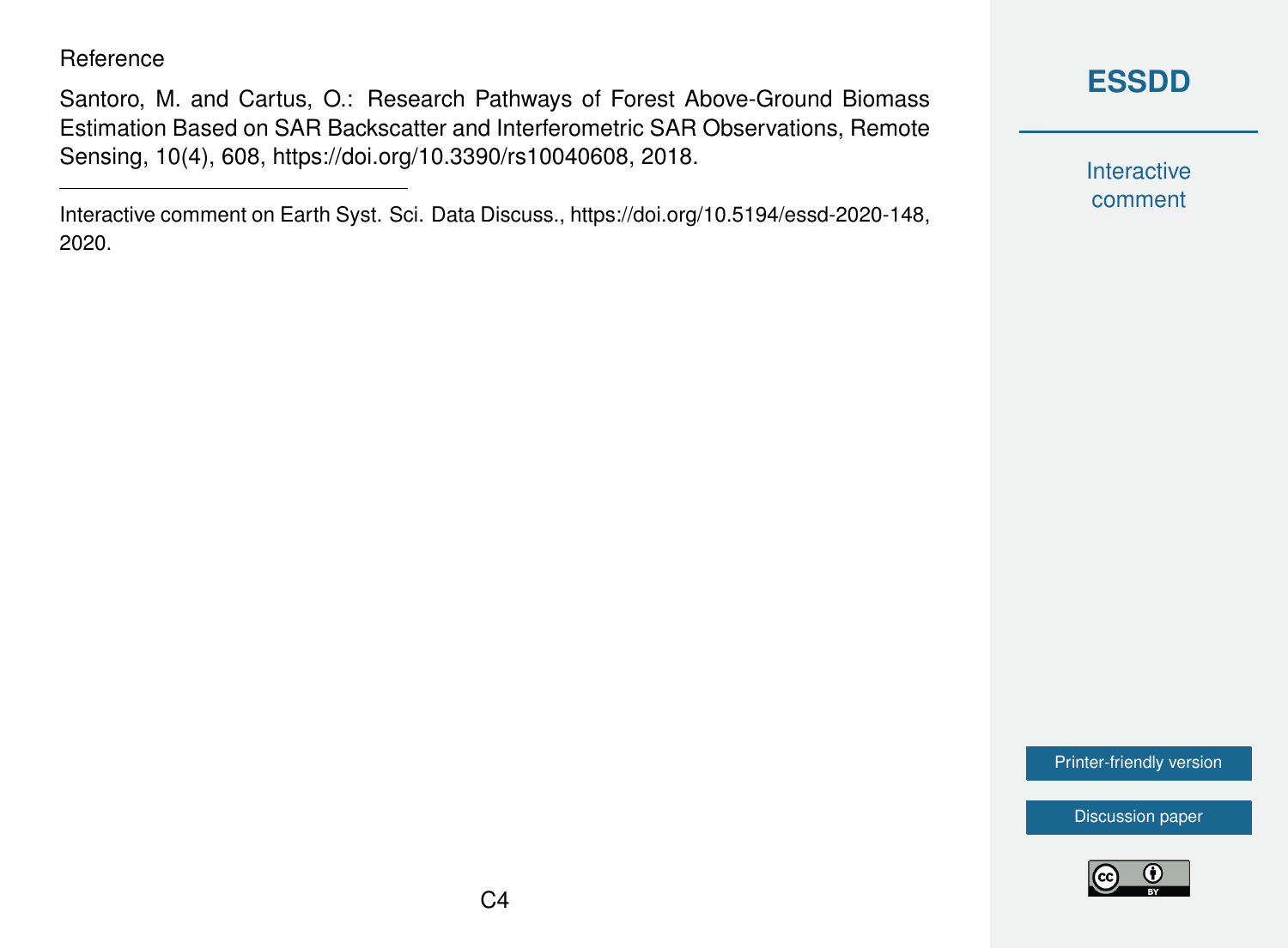Reference

Santoro, M. and Cartus, O.: Research Pathways of Forest Above-Ground Biomass Estimation Based on SAR Backscatter and Interferometric SAR Observations, Remote Sensing, 10(4), 608, https://doi.org/10.3390/rs10040608, 2018.

---

Interactive comment on Earth Syst. Sci. Data Discuss., https://doi.org/10.5194/essd-2020-148, 2020.